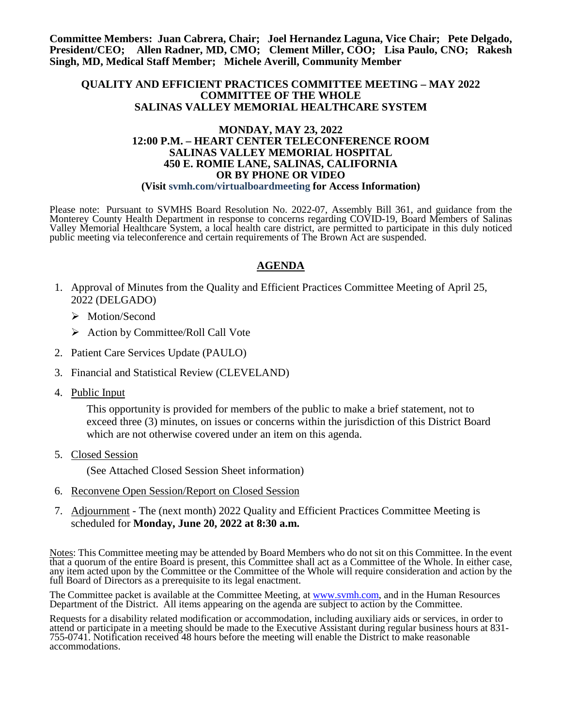**Committee Members: Juan Cabrera, Chair; Joel Hernandez Laguna, Vice Chair; Pete Delgado, President/CEO; Allen Radner, MD, CMO; Clement Miller, COO; Lisa Paulo, CNO; Rakesh Singh, MD, Medical Staff Member; Michele Averill, Community Member**

**QUALITY AND EFFICIENT PRACTICES COMMITTEE MEETING – MAY 2022**
**COMMITTEE OF THE WHOLE**
**SALINAS VALLEY MEMORIAL HEALTHCARE SYSTEM**

**MONDAY, MAY 23, 2022**
**12:00 P.M. – HEART CENTER TELECONFERENCE ROOM**
**SALINAS VALLEY MEMORIAL HOSPITAL**
**450 E. ROMIE LANE, SALINAS, CALIFORNIA**
**OR BY PHONE OR VIDEO**
**(Visit svmh.com/virtualboardmeeting for Access Information)**

Please note: Pursuant to SVMHS Board Resolution No. 2022-07, Assembly Bill 361, and guidance from the Monterey County Health Department in response to concerns regarding COVID-19, Board Members of Salinas Valley Memorial Healthcare System, a local health care district, are permitted to participate in this duly noticed public meeting via teleconference and certain requirements of The Brown Act are suspended.

## AGENDA

1. Approval of Minutes from the Quality and Efficient Practices Committee Meeting of April 25, 2022 (DELGADO)
   - Motion/Second
   - Action by Committee/Roll Call Vote
2. Patient Care Services Update (PAULO)
3. Financial and Statistical Review (CLEVELAND)
4. Public Input

   This opportunity is provided for members of the public to make a brief statement, not to exceed three (3) minutes, on issues or concerns within the jurisdiction of this District Board which are not otherwise covered under an item on this agenda.
5. Closed Session

   (See Attached Closed Session Sheet information)
6. Reconvene Open Session/Report on Closed Session
7. Adjournment - The (next month) 2022 Quality and Efficient Practices Committee Meeting is scheduled for **Monday, June 20, 2022 at 8:30 a.m.**

Notes: This Committee meeting may be attended by Board Members who do not sit on this Committee. In the event that a quorum of the entire Board is present, this Committee shall act as a Committee of the Whole. In either case, any item acted upon by the Committee or the Committee of the Whole will require consideration and action by the full Board of Directors as a prerequisite to its legal enactment.

The Committee packet is available at the Committee Meeting, at www.svmh.com, and in the Human Resources Department of the District. All items appearing on the agenda are subject to action by the Committee.

Requests for a disability related modification or accommodation, including auxiliary aids or services, in order to attend or participate in a meeting should be made to the Executive Assistant during regular business hours at 831-755-0741. Notification received 48 hours before the meeting will enable the District to make reasonable accommodations.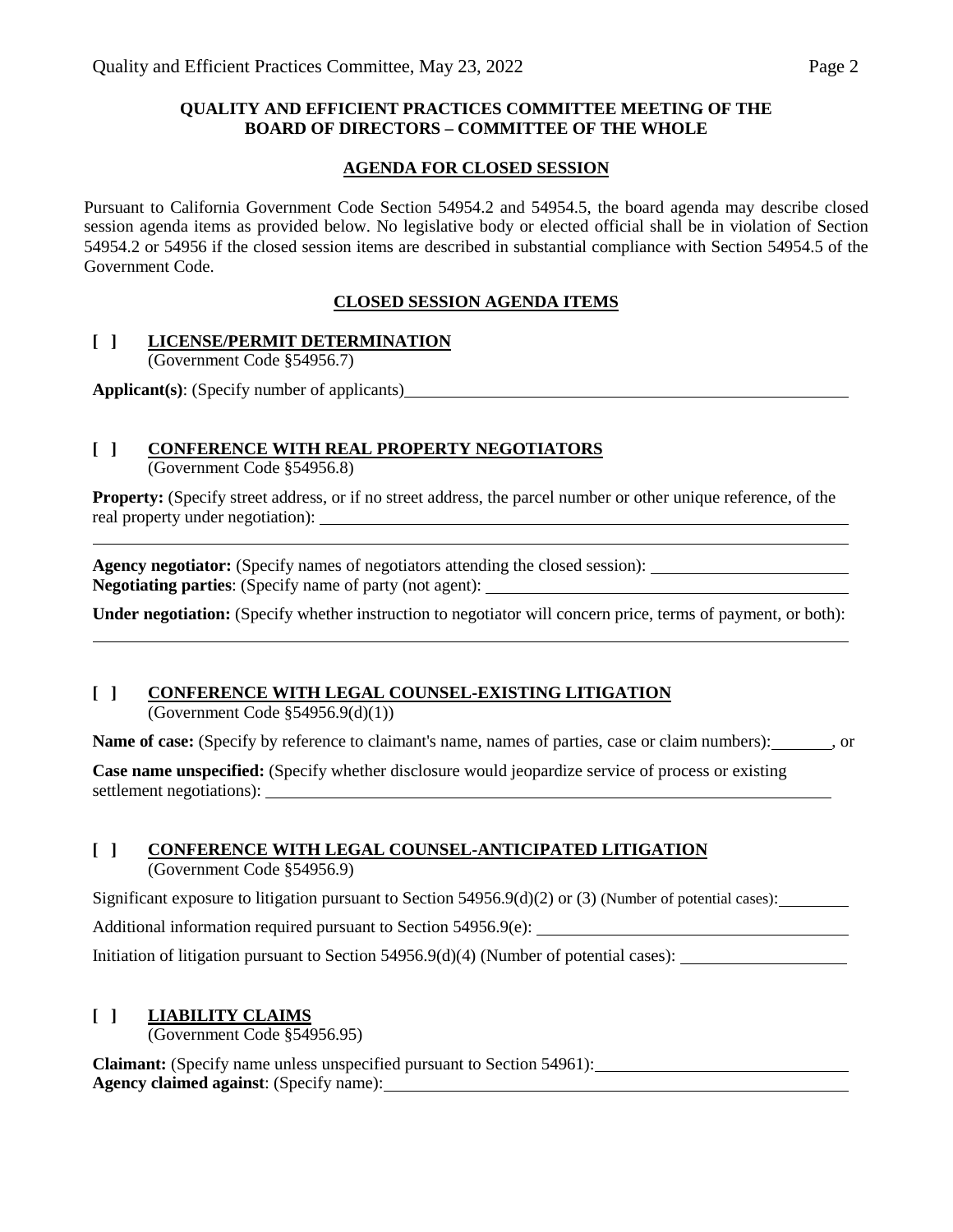**QUALITY AND EFFICIENT PRACTICES COMMITTEE MEETING OF THE BOARD OF DIRECTORS – COMMITTEE OF THE WHOLE**

**AGENDA FOR CLOSED SESSION**

Pursuant to California Government Code Section 54954.2 and 54954.5, the board agenda may describe closed session agenda items as provided below. No legislative body or elected official shall be in violation of Section 54954.2 or 54956 if the closed session items are described in substantial compliance with Section 54954.5 of the Government Code.

**CLOSED SESSION AGENDA ITEMS**

**[ ] LICENSE/PERMIT DETERMINATION**
(Government Code §54956.7)

**Applicant(s)**: (Specify number of applicants)\_\_\_\_\_\_\_\_\_\_\_\_\_\_\_\_\_\_\_\_

**[ ] CONFERENCE WITH REAL PROPERTY NEGOTIATORS**
(Government Code §54956.8)

**Property:** (Specify street address, or if no street address, the parcel number or other unique reference, of the real property under negotiation): \_\_\_\_\_\_\_\_\_\_\_\_\_\_\_\_\_\_\_\_

**Agency negotiator:** (Specify names of negotiators attending the closed session): \_\_\_\_\_\_\_\_\_\_\_\_\_\_\_\_\_\_\_\_
**Negotiating parties**: (Specify name of party (not agent): \_\_\_\_\_\_\_\_\_\_\_\_\_\_\_\_\_\_\_\_

**Under negotiation:** (Specify whether instruction to negotiator will concern price, terms of payment, or both):
\_\_\_\_\_\_\_\_\_\_\_\_\_\_\_\_\_\_\_\_

**[ ] CONFERENCE WITH LEGAL COUNSEL-EXISTING LITIGATION**
(Government Code §54956.9(d)(1))

**Name of case:** (Specify by reference to claimant's name, names of parties, case or claim numbers):\_\_\_\_\_\_\_\_, or

**Case name unspecified:** (Specify whether disclosure would jeopardize service of process or existing settlement negotiations): \_\_\_\_\_\_\_\_\_\_\_\_\_\_\_\_\_\_\_\_

**[ ] CONFERENCE WITH LEGAL COUNSEL-ANTICIPATED LITIGATION**
(Government Code §54956.9)

Significant exposure to litigation pursuant to Section 54956.9(d)(2) or (3) (Number of potential cases):\_\_\_\_\_\_\_\_

Additional information required pursuant to Section 54956.9(e): \_\_\_\_\_\_\_\_\_\_\_\_\_\_\_\_\_\_\_\_

Initiation of litigation pursuant to Section 54956.9(d)(4) (Number of potential cases): \_\_\_\_\_\_\_\_\_\_\_\_\_\_\_\_\_\_\_\_

**[ ] LIABILITY CLAIMS**
(Government Code §54956.95)

**Claimant:** (Specify name unless unspecified pursuant to Section 54961):\_\_\_\_\_\_\_\_\_\_\_\_\_\_\_\_\_\_\_\_
**Agency claimed against**: (Specify name):\_\_\_\_\_\_\_\_\_\_\_\_\_\_\_\_\_\_\_\_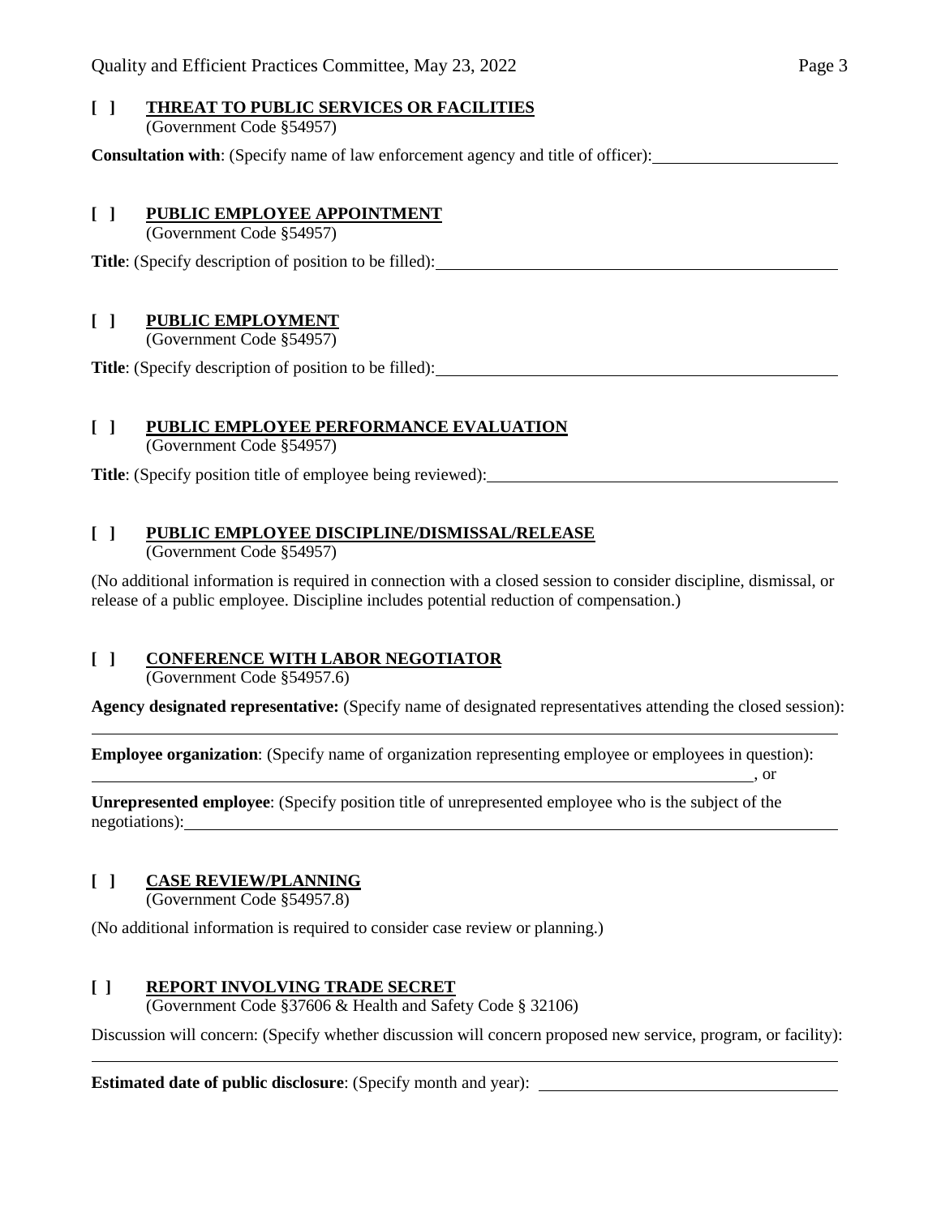**[ ] THREAT TO PUBLIC SERVICES OR FACILITIES**
(Government Code §54957)

**Consultation with**: (Specify name of law enforcement agency and title of officer): \_\_\_\_\_\_\_\_\_\_\_\_\_\_\_\_\_\_\_\_

**[ ] PUBLIC EMPLOYEE APPOINTMENT**
(Government Code §54957)

**Title**: (Specify description of position to be filled): \_\_\_\_\_\_\_\_\_\_\_\_\_\_\_\_\_\_\_\_

**[ ] PUBLIC EMPLOYMENT**
(Government Code §54957)

**Title**: (Specify description of position to be filled): \_\_\_\_\_\_\_\_\_\_\_\_\_\_\_\_\_\_\_\_

**[ ] PUBLIC EMPLOYEE PERFORMANCE EVALUATION**
(Government Code §54957)

**Title**: (Specify position title of employee being reviewed): \_\_\_\_\_\_\_\_\_\_\_\_\_\_\_\_\_\_\_\_

**[ ] PUBLIC EMPLOYEE DISCIPLINE/DISMISSAL/RELEASE**
(Government Code §54957)

(No additional information is required in connection with a closed session to consider discipline, dismissal, or release of a public employee. Discipline includes potential reduction of compensation.)

**[ ] CONFERENCE WITH LABOR NEGOTIATOR**
(Government Code §54957.6)

**Agency designated representative:** (Specify name of designated representatives attending the closed session):
\_\_\_\_\_\_\_\_\_\_\_\_\_\_\_\_\_\_\_\_

**Employee organization**: (Specify name of organization representing employee or employees in question):
\_\_\_\_\_\_\_\_\_\_\_\_\_\_\_\_\_\_\_\_, or

**Unrepresented employee**: (Specify position title of unrepresented employee who is the subject of the negotiations): \_\_\_\_\_\_\_\_\_\_\_\_\_\_\_\_\_\_\_\_

**[ ] CASE REVIEW/PLANNING**
(Government Code §54957.8)

(No additional information is required to consider case review or planning.)

**[ ] REPORT INVOLVING TRADE SECRET**
(Government Code §37606 & Health and Safety Code § 32106)

Discussion will concern: (Specify whether discussion will concern proposed new service, program, or facility):
\_\_\_\_\_\_\_\_\_\_\_\_\_\_\_\_\_\_\_\_

**Estimated date of public disclosure**: (Specify month and year): \_\_\_\_\_\_\_\_\_\_\_\_\_\_\_\_\_\_\_\_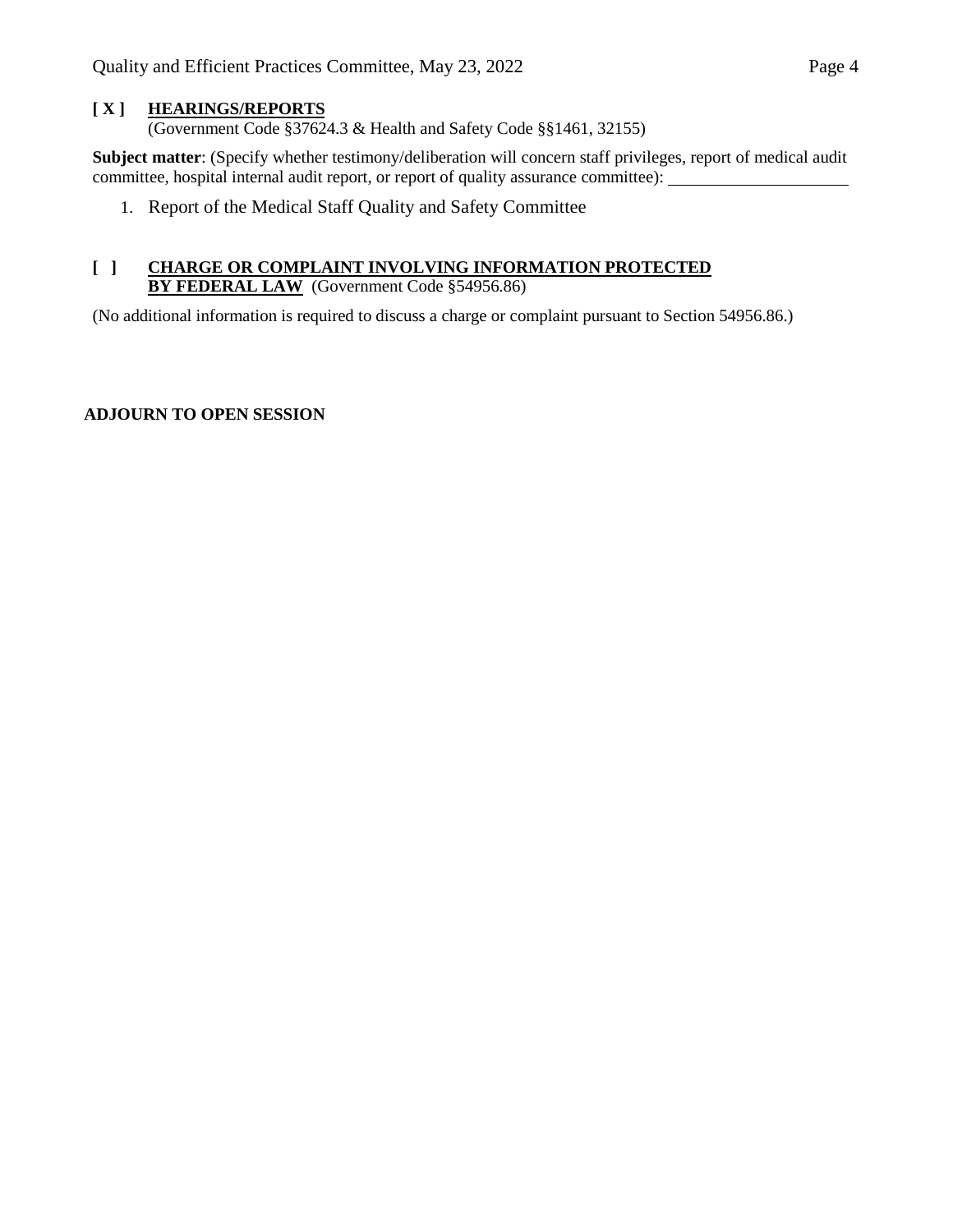**[ X ] <u>HEARINGS/REPORTS</u>**
(Government Code §37624.3 & Health and Safety Code §§1461, 32155)

**Subject matter**: (Specify whether testimony/deliberation will concern staff privileges, report of medical audit committee, hospital internal audit report, or report of quality assurance committee): ____________________

1. Report of the Medical Staff Quality and Safety Committee

**[ ] <u>CHARGE OR COMPLAINT INVOLVING INFORMATION PROTECTED BY FEDERAL LAW</u>** (Government Code §54956.86)

(No additional information is required to discuss a charge or complaint pursuant to Section 54956.86.)

**ADJOURN TO OPEN SESSION**